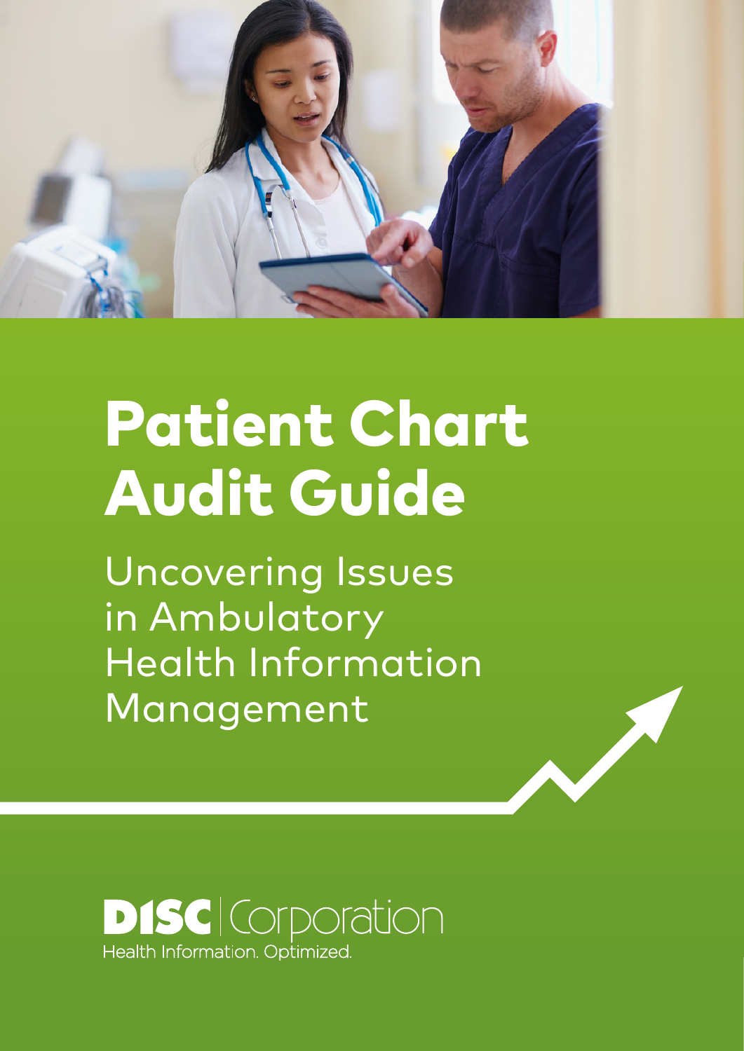# Patient Chart Audit Guide

## Uncovering Issues in Ambulatory Health Information Management

DISC | Corporation

Health Information. Optimized.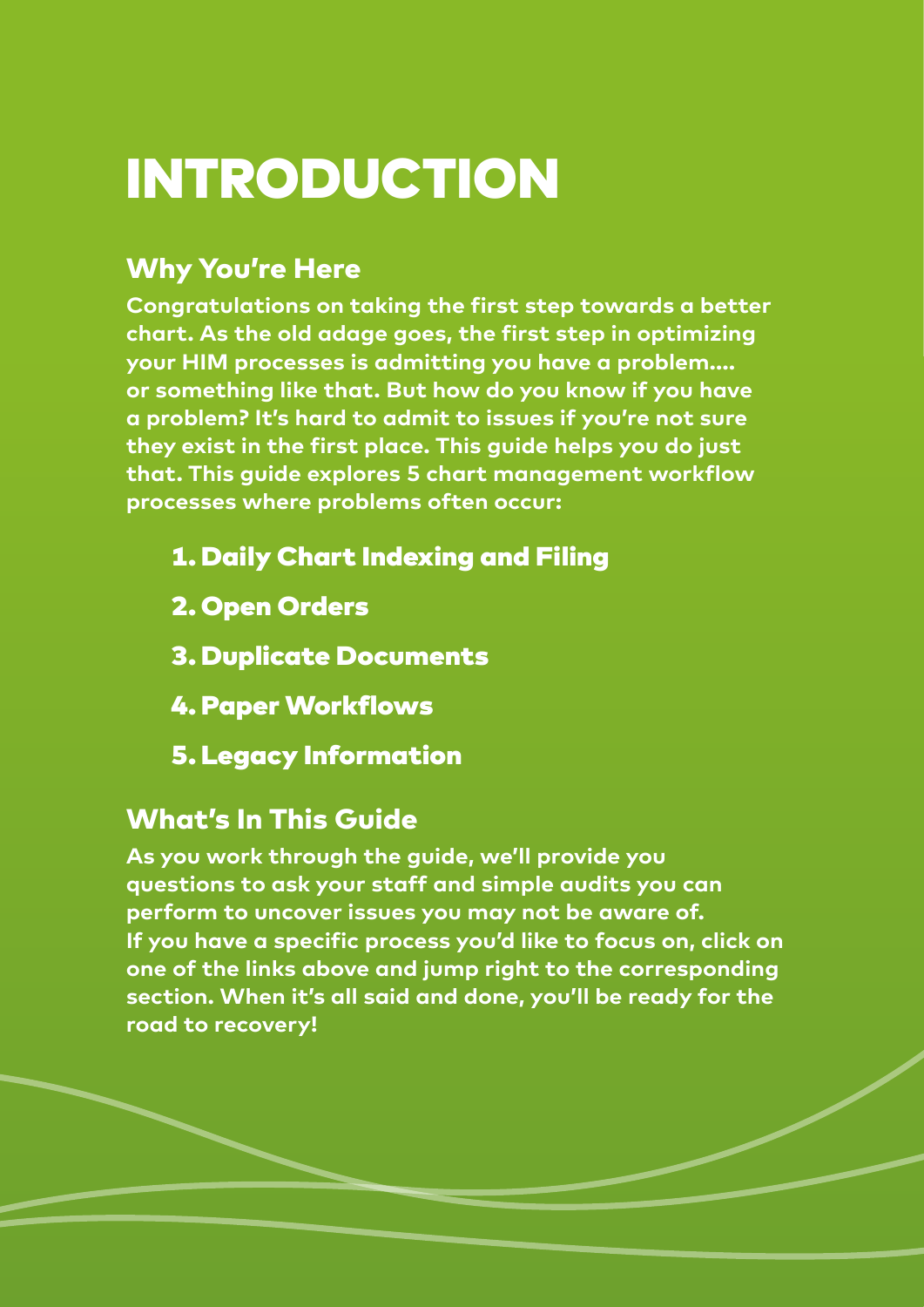# INTRODUCTION

## Why You're Here

**Congratulations on taking the first step towards a better chart. As the old adage goes, the first step in optimizing your HIM processes is admitting you have a problem.... or something like that. But how do you know if you have a problem? It's hard to admit to issues if you're not sure they exist in the first place. This guide helps you do just that. This guide explores 5 chart management workflow processes where problems often occur:**

1. **Daily Chart Indexing and Filing**
2. **Open Orders**
3. **Duplicate Documents**
4. **Paper Workflows**
5. **Legacy Information**

## What's In This Guide

**As you work through the guide, we'll provide you questions to ask your staff and simple audits you can perform to uncover issues you may not be aware of. If you have a specific process you'd like to focus on, click on one of the links above and jump right to the corresponding section. When it's all said and done, you'll be ready for the road to recovery!**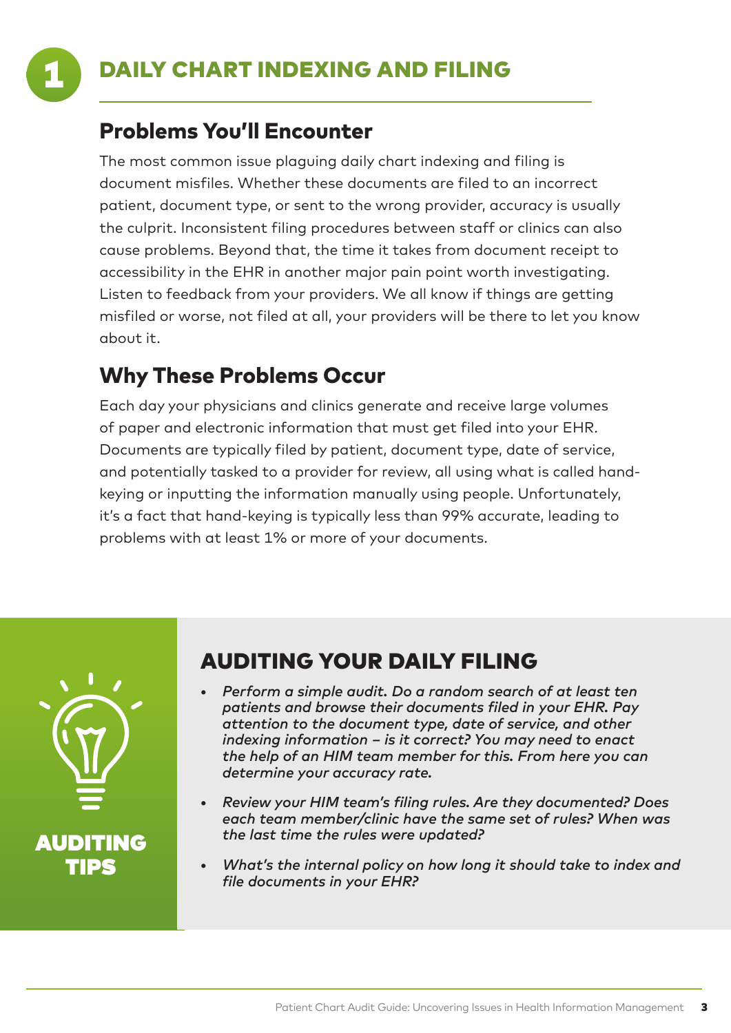# 1 DAILY CHART INDEXING AND FILING

## Problems You'll Encounter

The most common issue plaguing daily chart indexing and filing is document misfiles. Whether these documents are filed to an incorrect patient, document type, or sent to the wrong provider, accuracy is usually the culprit. Inconsistent filing procedures between staff or clinics can also cause problems. Beyond that, the time it takes from document receipt to accessibility in the EHR in another major pain point worth investigating. Listen to feedback from your providers. We all know if things are getting misfiled or worse, not filed at all, your providers will be there to let you know about it.

## Why These Problems Occur

Each day your physicians and clinics generate and receive large volumes of paper and electronic information that must get filed into your EHR. Documents are typically filed by patient, document type, date of service, and potentially tasked to a provider for review, all using what is called hand-keying or inputting the information manually using people. Unfortunately, it's a fact that hand-keying is typically less than 99% accurate, leading to problems with at least 1% or more of your documents.

**AUDITING TIPS**

### AUDITING YOUR DAILY FILING

- *Perform a simple audit. Do a random search of at least ten patients and browse their documents filed in your EHR. Pay attention to the document type, date of service, and other indexing information – is it correct? You may need to enact the help of an HIM team member for this. From here you can determine your accuracy rate.*
- *Review your HIM team's filing rules. Are they documented? Does each team member/clinic have the same set of rules? When was the last time the rules were updated?*
- *What's the internal policy on how long it should take to index and file documents in your EHR?*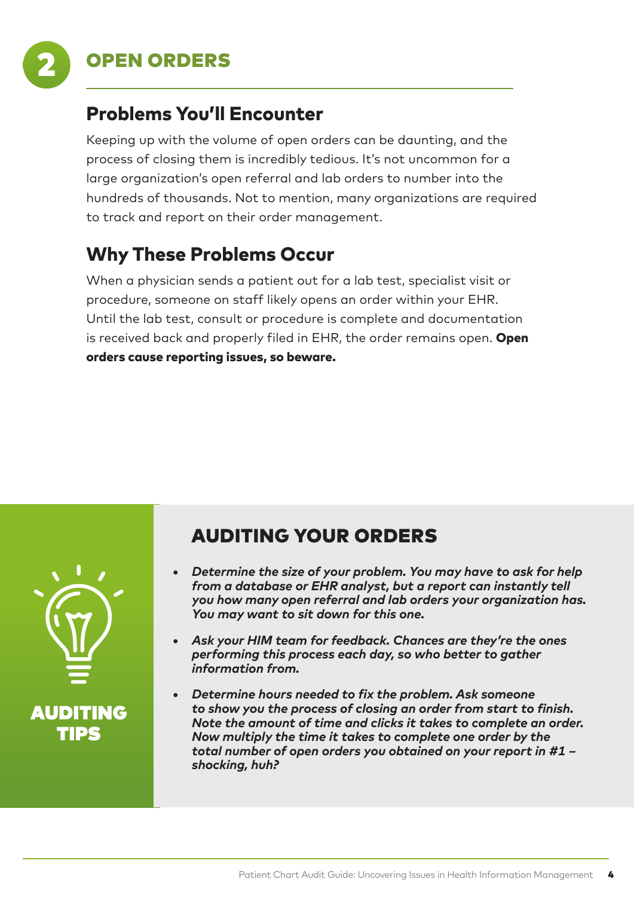# 2 OPEN ORDERS

## Problems You'll Encounter

Keeping up with the volume of open orders can be daunting, and the process of closing them is incredibly tedious. It's not uncommon for a large organization's open referral and lab orders to number into the hundreds of thousands. Not to mention, many organizations are required to track and report on their order management.

## Why These Problems Occur

When a physician sends a patient out for a lab test, specialist visit or procedure, someone on staff likely opens an order within your EHR. Until the lab test, consult or procedure is complete and documentation is received back and properly filed in EHR, the order remains open. **Open orders cause reporting issues, so beware.**

AUDITING TIPS

## AUDITING YOUR ORDERS

- ***Determine the size of your problem. You may have to ask for help from a database or EHR analyst, but a report can instantly tell you how many open referral and lab orders your organization has. You may want to sit down for this one.***
- ***Ask your HIM team for feedback. Chances are they're the ones performing this process each day, so who better to gather information from.***
- ***Determine hours needed to fix the problem. Ask someone to show you the process of closing an order from start to finish. Note the amount of time and clicks it takes to complete an order. Now multiply the time it takes to complete one order by the total number of open orders you obtained on your report in #1 – shocking, huh?***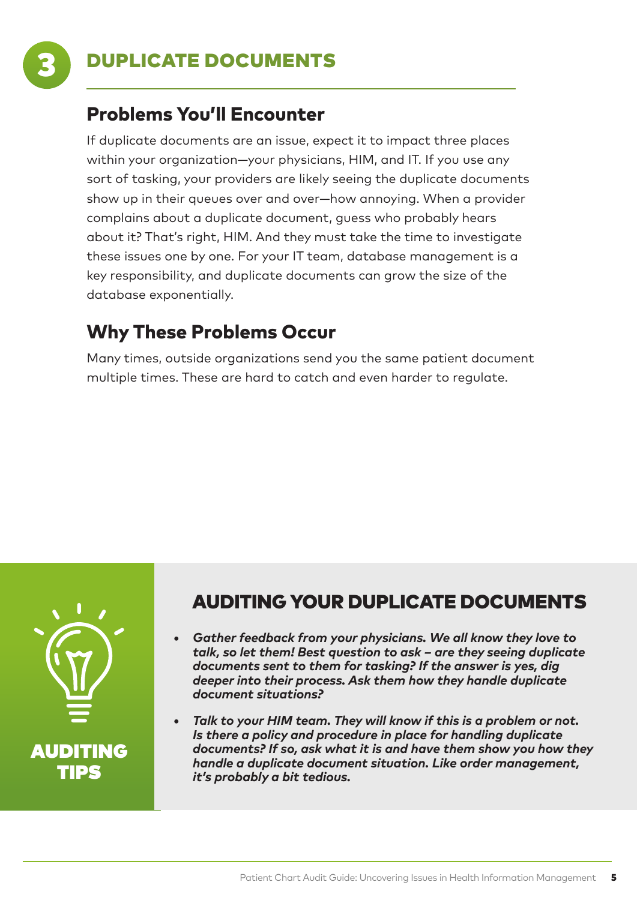## 3 DUPLICATE DOCUMENTS

### Problems You'll Encounter

If duplicate documents are an issue, expect it to impact three places within your organization—your physicians, HIM, and IT. If you use any sort of tasking, your providers are likely seeing the duplicate documents show up in their queues over and over—how annoying. When a provider complains about a duplicate document, guess who probably hears about it? That's right, HIM. And they must take the time to investigate these issues one by one. For your IT team, database management is a key responsibility, and duplicate documents can grow the size of the database exponentially.

### Why These Problems Occur

Many times, outside organizations send you the same patient document multiple times. These are hard to catch and even harder to regulate.

AUDITING TIPS

### AUDITING YOUR DUPLICATE DOCUMENTS

- ***Gather feedback from your physicians. We all know they love to talk, so let them! Best question to ask – are they seeing duplicate documents sent to them for tasking? If the answer is yes, dig deeper into their process. Ask them how they handle duplicate document situations?***
- ***Talk to your HIM team. They will know if this is a problem or not. Is there a policy and procedure in place for handling duplicate documents? If so, ask what it is and have them show you how they handle a duplicate document situation. Like order management, it's probably a bit tedious.***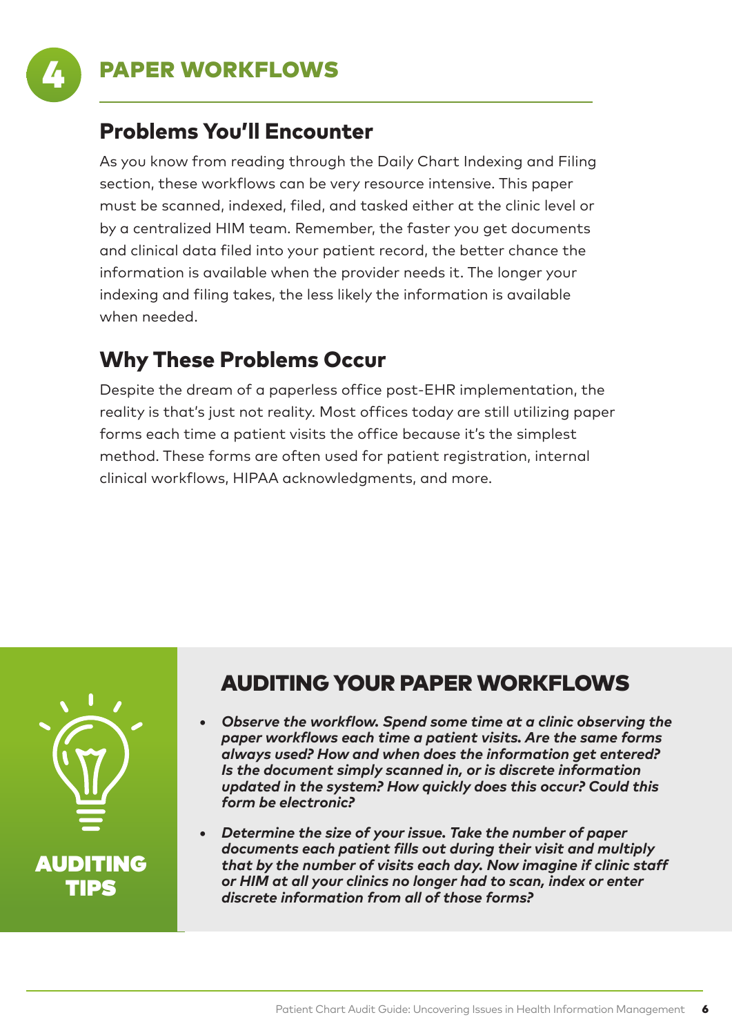# 4 PAPER WORKFLOWS

## Problems You'll Encounter

As you know from reading through the Daily Chart Indexing and Filing section, these workflows can be very resource intensive. This paper must be scanned, indexed, filed, and tasked either at the clinic level or by a centralized HIM team. Remember, the faster you get documents and clinical data filed into your patient record, the better chance the information is available when the provider needs it. The longer your indexing and filing takes, the less likely the information is available when needed.

## Why These Problems Occur

Despite the dream of a paperless office post-EHR implementation, the reality is that's just not reality. Most offices today are still utilizing paper forms each time a patient visits the office because it's the simplest method. These forms are often used for patient registration, internal clinical workflows, HIPAA acknowledgments, and more.

**AUDITING TIPS**

### AUDITING YOUR PAPER WORKFLOWS

- ***Observe the workflow. Spend some time at a clinic observing the paper workflows each time a patient visits. Are the same forms always used? How and when does the information get entered? Is the document simply scanned in, or is discrete information updated in the system? How quickly does this occur? Could this form be electronic?***
- ***Determine the size of your issue. Take the number of paper documents each patient fills out during their visit and multiply that by the number of visits each day. Now imagine if clinic staff or HIM at all your clinics no longer had to scan, index or enter discrete information from all of those forms?***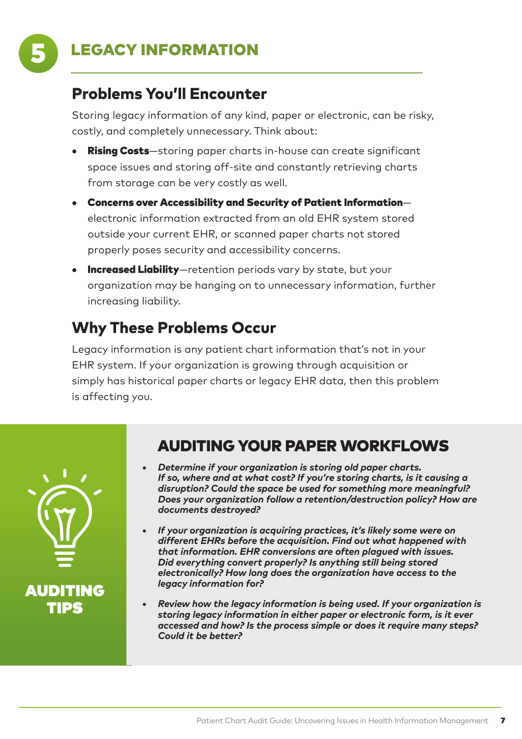# 5 LEGACY INFORMATION

## Problems You'll Encounter

Storing legacy information of any kind, paper or electronic, can be risky, costly, and completely unnecessary. Think about:

- **Rising Costs**—storing paper charts in-house can create significant space issues and storing off-site and constantly retrieving charts from storage can be very costly as well.
- **Concerns over Accessibility and Security of Patient Information**—electronic information extracted from an old EHR system stored outside your current EHR, or scanned paper charts not stored properly poses security and accessibility concerns.
- **Increased Liability**—retention periods vary by state, but your organization may be hanging on to unnecessary information, further increasing liability.

## Why These Problems Occur

Legacy information is any patient chart information that's not in your EHR system. If your organization is growing through acquisition or simply has historical paper charts or legacy EHR data, then this problem is affecting you.

AUDITING TIPS

### AUDITING YOUR PAPER WORKFLOWS

- *Determine if your organization is storing old paper charts. If so, where and at what cost? If you're storing charts, is it causing a disruption? Could the space be used for something more meaningful? Does your organization follow a retention/destruction policy? How are documents destroyed?*
- *If your organization is acquiring practices, it's likely some were on different EHRs before the acquisition. Find out what happened with that information. EHR conversions are often plagued with issues. Did everything convert properly? Is anything still being stored electronically? How long does the organization have access to the legacy information for?*
- *Review how the legacy information is being used. If your organization is storing legacy information in either paper or electronic form, is it ever accessed and how? Is the process simple or does it require many steps? Could it be better?*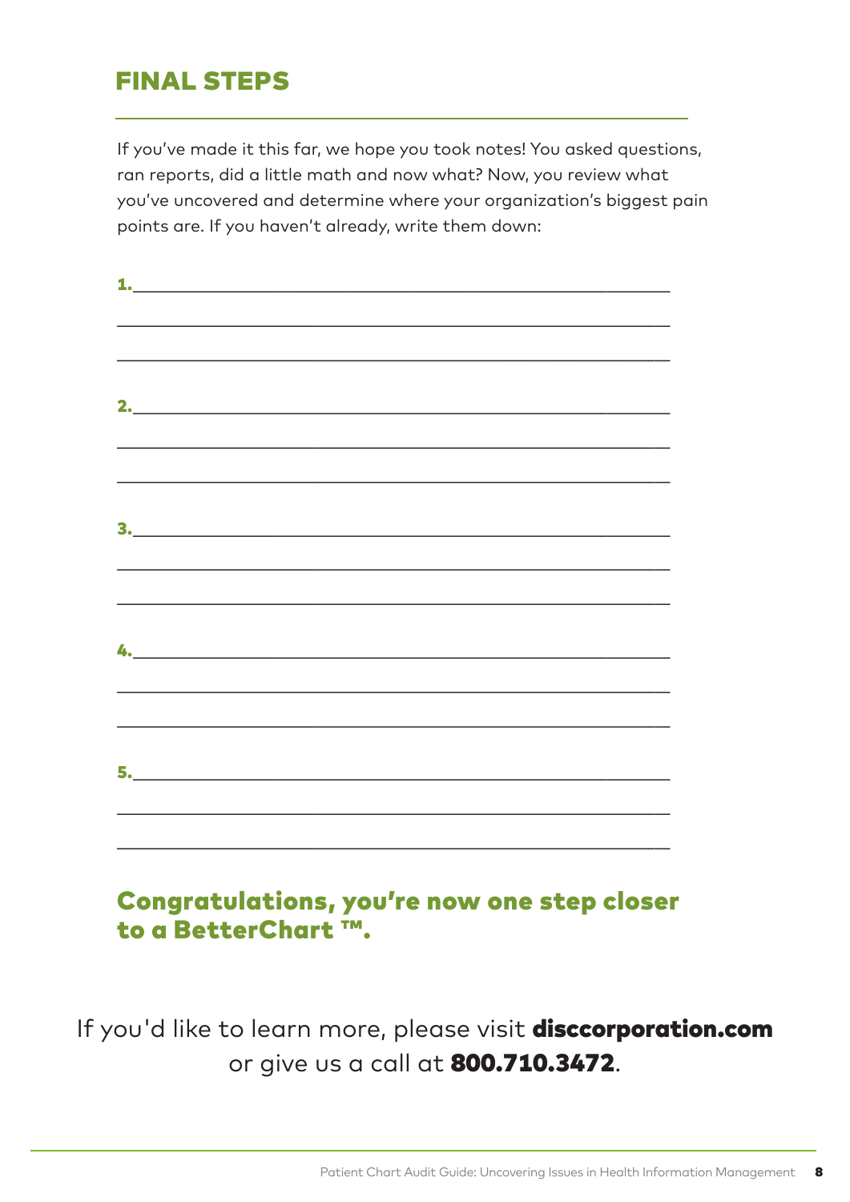## FINAL STEPS

If you've made it this far, we hope you took notes! You asked questions, ran reports, did a little math and now what? Now, you review what you've uncovered and determine where your organization's biggest pain points are. If you haven't already, write them down:

**1.**______________________________________________________________

______________________________________________________________

______________________________________________________________

**2.**______________________________________________________________

______________________________________________________________

______________________________________________________________

**3.**______________________________________________________________

______________________________________________________________

______________________________________________________________

**4.**______________________________________________________________

______________________________________________________________

______________________________________________________________

**5.**______________________________________________________________

______________________________________________________________

______________________________________________________________

### Congratulations, you're now one step closer to a BetterChart ™.

If you'd like to learn more, please visit **disccorporation.com** or give us a call at **800.710.3472**.